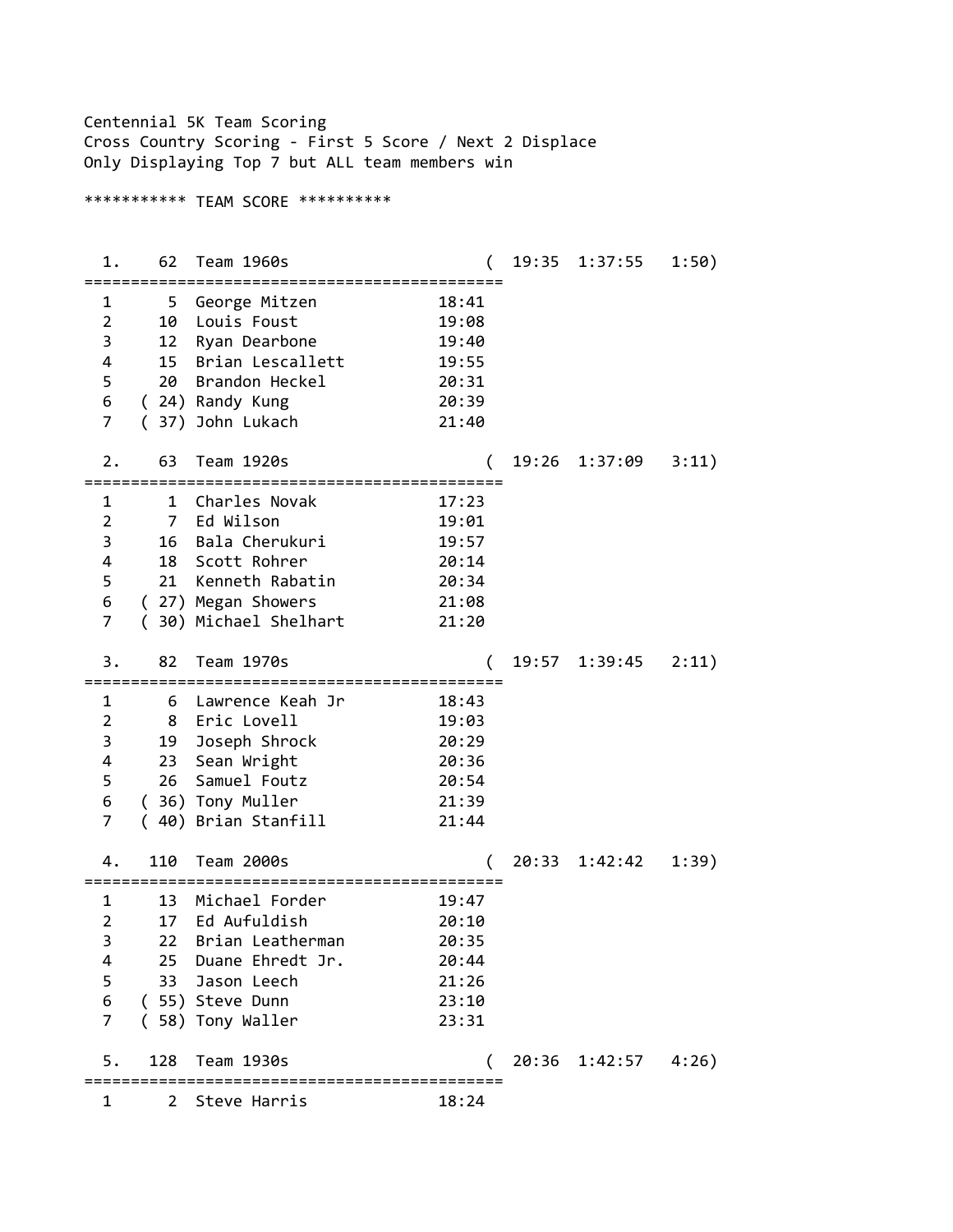Centennial 5K Team Scoring
Cross Country Scoring - First 5 Score / Next 2 Displace
Only Displaying Top 7 but ALL team members win

*********** TEAM SCORE **********

```
  1.    62  Team 1960s                    (  19:35  1:37:55   1:50)
==============================================
  1      5  George Mitzen           18:41
  2     10  Louis Foust             19:08
  3     12  Ryan Dearbone           19:40
  4     15  Brian Lescallett        19:55
  5     20  Brandon Heckel          20:31
  6    ( 24) Randy Kung             20:39
  7    ( 37) John Lukach            21:40

  2.    63  Team 1920s                    (  19:26  1:37:09   3:11)
==============================================
  1      1  Charles Novak           17:23
  2      7  Ed Wilson               19:01
  3     16  Bala Cherukuri          19:57
  4     18  Scott Rohrer            20:14
  5     21  Kenneth Rabatin         20:34
  6    ( 27) Megan Showers          21:08
  7    ( 30) Michael Shelhart       21:20

  3.    82  Team 1970s                    (  19:57  1:39:45   2:11)
==============================================
  1      6  Lawrence Keah Jr        18:43
  2      8  Eric Lovell             19:03
  3     19  Joseph Shrock           20:29
  4     23  Sean Wright             20:36
  5     26  Samuel Foutz            20:54
  6    ( 36) Tony Muller            21:39
  7    ( 40) Brian Stanfill         21:44

  4.   110  Team 2000s                    (  20:33  1:42:42   1:39)
==============================================
  1     13  Michael Forder          19:47
  2     17  Ed Aufuldish            20:10
  3     22  Brian Leatherman        20:35
  4     25  Duane Ehredt Jr.        20:44
  5     33  Jason Leech             21:26
  6    ( 55) Steve Dunn             23:10
  7    ( 58) Tony Waller            23:31

  5.   128  Team 1930s                    (  20:36  1:42:57   4:26)
==============================================
  1      2  Steve Harris            18:24
```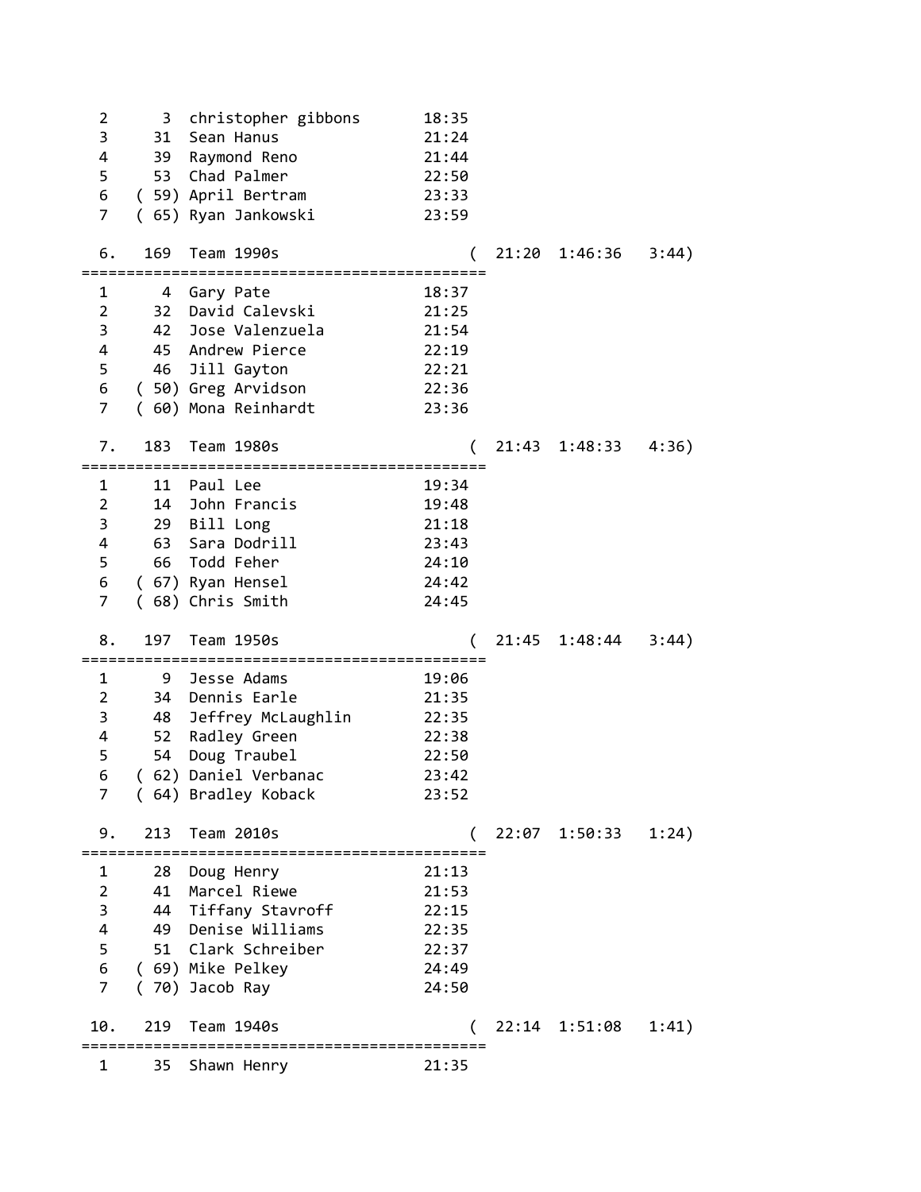```
  2      3  christopher gibbons       18:35
  3     31  Sean Hanus                21:24
  4     39  Raymond Reno              21:44
  5     53  Chad Palmer               22:50
  6   ( 59) April Bertram             23:33
  7   ( 65) Ryan Jankowski            23:59

  6.   169  Team 1990s                   (  21:20  1:46:36   3:44)
=============================================
  1      4  Gary Pate                 18:37
  2     32  David Calevski            21:25
  3     42  Jose Valenzuela           21:54
  4     45  Andrew Pierce             22:19
  5     46  Jill Gayton               22:21
  6   ( 50) Greg Arvidson             22:36
  7   ( 60) Mona Reinhardt            23:36

  7.   183  Team 1980s                   (  21:43  1:48:33   4:36)
=============================================
  1     11  Paul Lee                  19:34
  2     14  John Francis              19:48
  3     29  Bill Long                 21:18
  4     63  Sara Dodrill              23:43
  5     66  Todd Feher                24:10
  6   ( 67) Ryan Hensel               24:42
  7   ( 68) Chris Smith               24:45

  8.   197  Team 1950s                   (  21:45  1:48:44   3:44)
=============================================
  1      9  Jesse Adams               19:06
  2     34  Dennis Earle              21:35
  3     48  Jeffrey McLaughlin        22:35
  4     52  Radley Green              22:38
  5     54  Doug Traubel              22:50
  6   ( 62) Daniel Verbanac           23:42
  7   ( 64) Bradley Koback            23:52

  9.   213  Team 2010s                   (  22:07  1:50:33   1:24)
=============================================
  1     28  Doug Henry                21:13
  2     41  Marcel Riewe              21:53
  3     44  Tiffany Stavroff          22:15
  4     49  Denise Williams           22:35
  5     51  Clark Schreiber           22:37
  6   ( 69) Mike Pelkey               24:49
  7   ( 70) Jacob Ray                 24:50

 10.   219  Team 1940s                   (  22:14  1:51:08   1:41)
=============================================
  1     35  Shawn Henry               21:35
```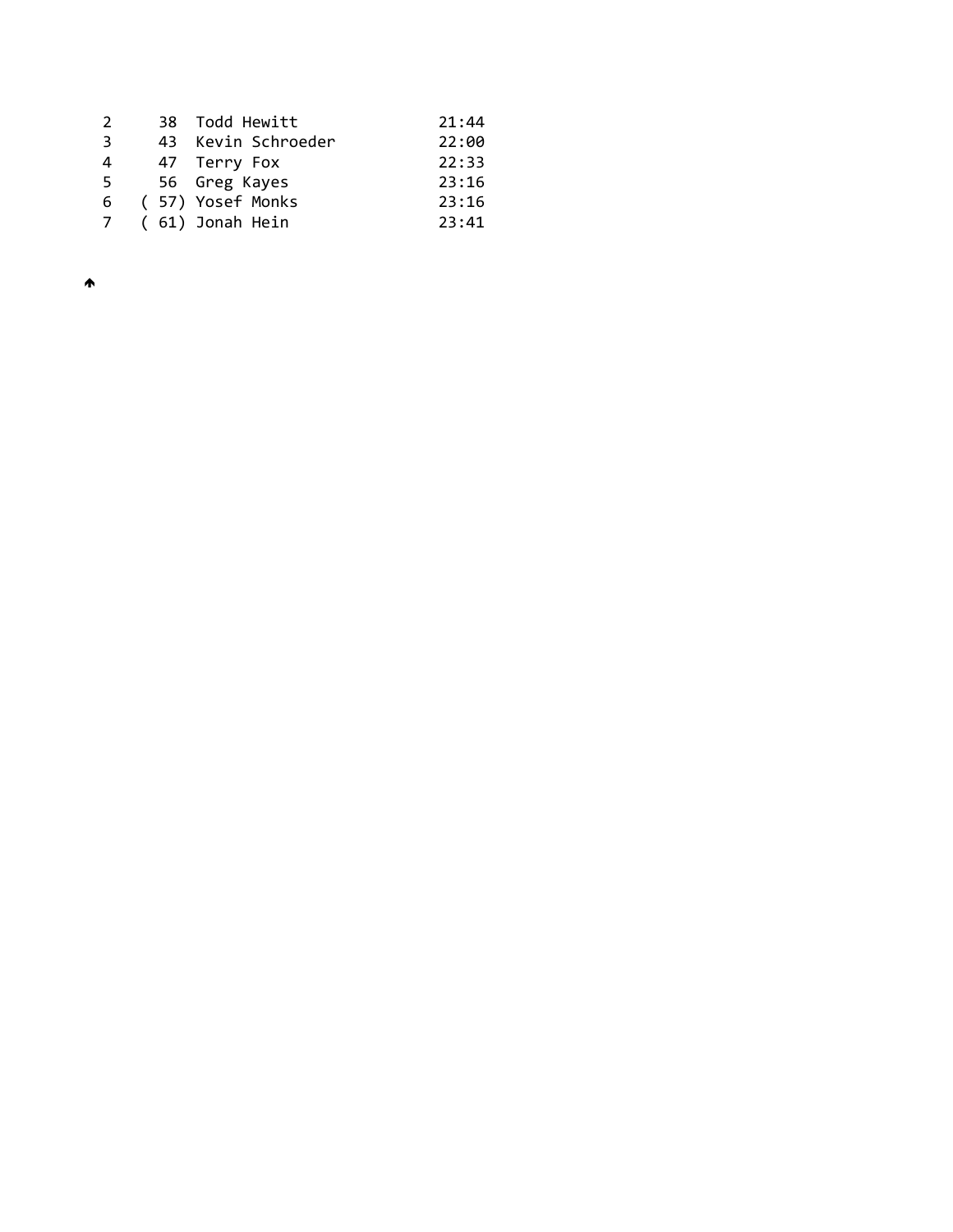| | | | |
|---|---|---|---|
| 2 | 38 | Todd Hewitt | 21:44 |
| 3 | 43 | Kevin Schroeder | 22:00 |
| 4 | 47 | Terry Fox | 22:33 |
| 5 | 56 | Greg Kayes | 23:16 |
| 6 | ( 57) | Yosef Monks | 23:16 |
| 7 | ( 61) | Jonah Hein | 23:41 |